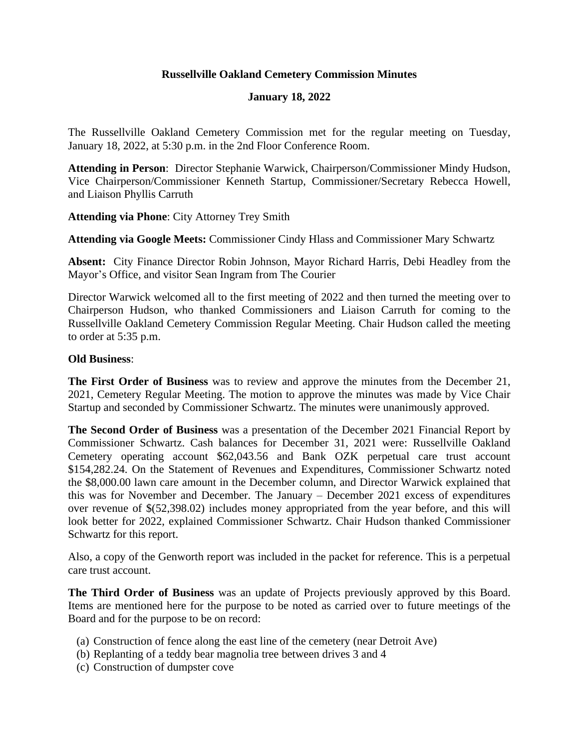# Russellville Oakland Cemetery Commission Minutes

## January 18, 2022

The Russellville Oakland Cemetery Commission met for the regular meeting on Tuesday, January 18, 2022, at 5:30 p.m. in the 2nd Floor Conference Room.

**Attending in Person**: Director Stephanie Warwick, Chairperson/Commissioner Mindy Hudson, Vice Chairperson/Commissioner Kenneth Startup, Commissioner/Secretary Rebecca Howell, and Liaison Phyllis Carruth

**Attending via Phone**: City Attorney Trey Smith

**Attending via Google Meets:** Commissioner Cindy Hlass and Commissioner Mary Schwartz

**Absent:** City Finance Director Robin Johnson, Mayor Richard Harris, Debi Headley from the Mayor's Office, and visitor Sean Ingram from The Courier

Director Warwick welcomed all to the first meeting of 2022 and then turned the meeting over to Chairperson Hudson, who thanked Commissioners and Liaison Carruth for coming to the Russellville Oakland Cemetery Commission Regular Meeting. Chair Hudson called the meeting to order at 5:35 p.m.

**Old Business**:

**The First Order of Business** was to review and approve the minutes from the December 21, 2021, Cemetery Regular Meeting. The motion to approve the minutes was made by Vice Chair Startup and seconded by Commissioner Schwartz. The minutes were unanimously approved.

**The Second Order of Business** was a presentation of the December 2021 Financial Report by Commissioner Schwartz. Cash balances for December 31, 2021 were: Russellville Oakland Cemetery operating account $62,043.56 and Bank OZK perpetual care trust account $154,282.24. On the Statement of Revenues and Expenditures, Commissioner Schwartz noted the $8,000.00 lawn care amount in the December column, and Director Warwick explained that this was for November and December. The January – December 2021 excess of expenditures over revenue of $(52,398.02) includes money appropriated from the year before, and this will look better for 2022, explained Commissioner Schwartz. Chair Hudson thanked Commissioner Schwartz for this report.

Also, a copy of the Genworth report was included in the packet for reference. This is a perpetual care trust account.

**The Third Order of Business** was an update of Projects previously approved by this Board. Items are mentioned here for the purpose to be noted as carried over to future meetings of the Board and for the purpose to be on record:

(a) Construction of fence along the east line of the cemetery (near Detroit Ave)
(b) Replanting of a teddy bear magnolia tree between drives 3 and 4
(c) Construction of dumpster cove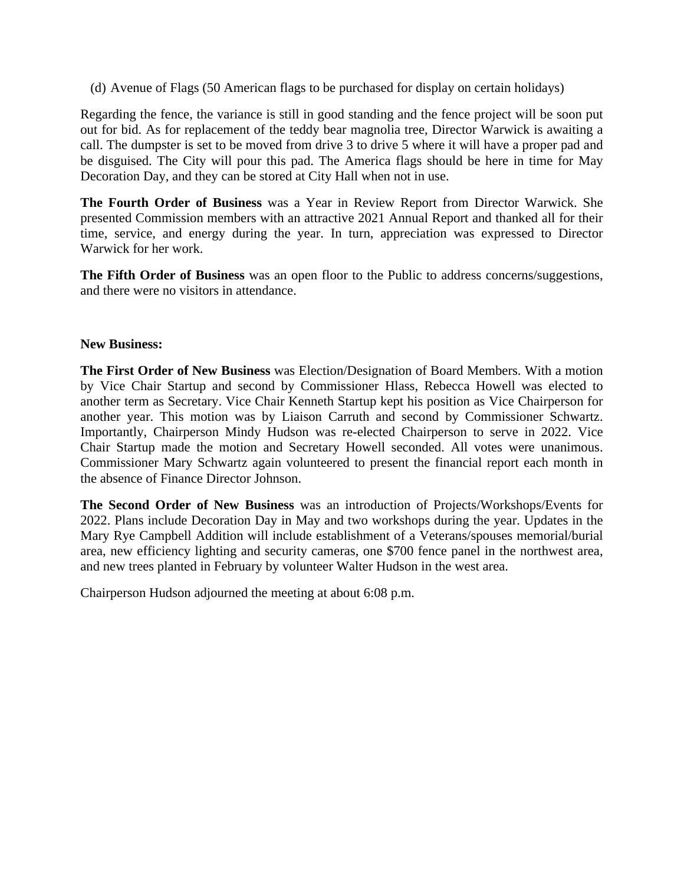(d) Avenue of Flags (50 American flags to be purchased for display on certain holidays)

Regarding the fence, the variance is still in good standing and the fence project will be soon put out for bid. As for replacement of the teddy bear magnolia tree, Director Warwick is awaiting a call. The dumpster is set to be moved from drive 3 to drive 5 where it will have a proper pad and be disguised. The City will pour this pad. The America flags should be here in time for May Decoration Day, and they can be stored at City Hall when not in use.

**The Fourth Order of Business** was a Year in Review Report from Director Warwick. She presented Commission members with an attractive 2021 Annual Report and thanked all for their time, service, and energy during the year. In turn, appreciation was expressed to Director Warwick for her work.

**The Fifth Order of Business** was an open floor to the Public to address concerns/suggestions, and there were no visitors in attendance.

**New Business:**

**The First Order of New Business** was Election/Designation of Board Members. With a motion by Vice Chair Startup and second by Commissioner Hlass, Rebecca Howell was elected to another term as Secretary. Vice Chair Kenneth Startup kept his position as Vice Chairperson for another year. This motion was by Liaison Carruth and second by Commissioner Schwartz. Importantly, Chairperson Mindy Hudson was re-elected Chairperson to serve in 2022. Vice Chair Startup made the motion and Secretary Howell seconded. All votes were unanimous. Commissioner Mary Schwartz again volunteered to present the financial report each month in the absence of Finance Director Johnson.

**The Second Order of New Business** was an introduction of Projects/Workshops/Events for 2022. Plans include Decoration Day in May and two workshops during the year. Updates in the Mary Rye Campbell Addition will include establishment of a Veterans/spouses memorial/burial area, new efficiency lighting and security cameras, one $700 fence panel in the northwest area, and new trees planted in February by volunteer Walter Hudson in the west area.

Chairperson Hudson adjourned the meeting at about 6:08 p.m.